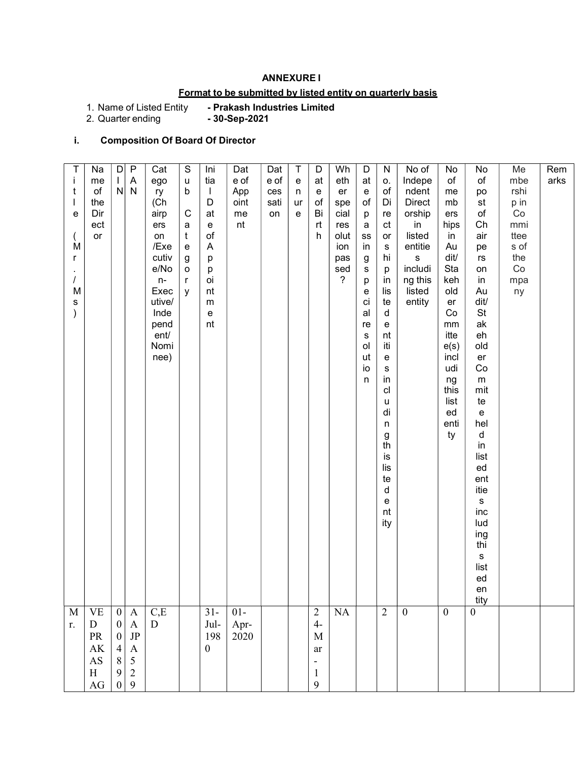**ANNEXURE I**

**Format to be submitted by listed entity on quarterly basis**

1. Name of Listed Entity **- Prakash Industries Limited**
2. Quarter ending **- 30-Sep-2021**

**i. Composition Of Board Of Director**

| Title (Mr./Ms) | Name of the Director | DIN | PAN | Category (Chairperson/Executive/Non-Executive/Independent/Nominee) | Sub Category | Initial Date of Appointment | Date of Appointment | Date of cessation | Tenure | Date of Birth | Whether special resolution passed? | Date of passing special resolution | No. of Directorship in listed entities including this listed entity | No of Independent Directorship in listed entities including this listed entity | No of members hips in Audit/Stakeholder Committee(s) including this listed entity | No of post of Chairperson in Audit/Stakeholder Committee held in listed entities including this listed entity | Membership in Committees of the Company | Remarks |
|---|---|---|---|---|---|---|---|---|---|---|---|---|---|---|---|---|---|---|
| Mr. | VED PRAKASH AG | 00048906 | AAJPA529 | C,ED | | 31-Jul-1980 | 01-Apr-2020 | | | 24-Mar-19 | NA | | 2 | 0 | 0 | 0 | | |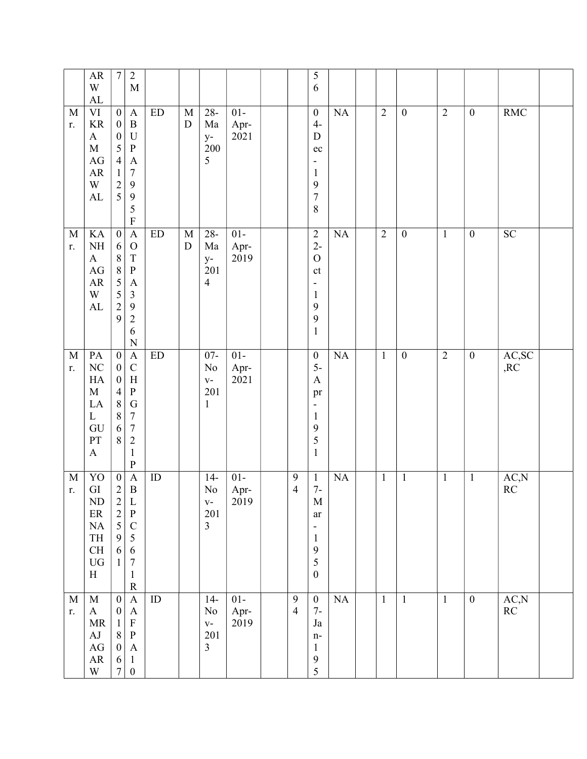| | | | | | | | | | | | | | | | | | | |
|---|---|---|---|---|---|---|---|---|---|---|---|---|---|---|---|---|---|---|
| | ARWAL | 7 | 2M | | | | | | | 56 | | | | | | | | |
| Mr. | VIKRAM AGARWAL | 00054125 | ABUPA7995F | ED | MD | 28-May-2005 | 01-Apr-2021 | | | 04-Dec-1978 | NA | | 2 | 0 | 2 | 0 | RMC | |
| Mr. | KANHA AGARWAL | 06885529 | AOTPA3926N | ED | MD | 28-May-2014 | 01-Apr-2019 | | | 22-Oct-1991 | NA | | 2 | 0 | 1 | 0 | SC | |
| Mr. | PANCHAM LAL GUPTA | 00048868 | ACHPG7721P | ED | | 07-Nov-2011 | 01-Apr-2021 | | | 05-Apr-1951 | NA | | 1 | 0 | 2 | 0 | AC,SC,RC | |
| Mr. | YOGINDERNATH CHUGH | 02225961 | ABLPC5671R | ID | | 14-Nov-2013 | 01-Apr-2019 | | 94 | 17-Mar-1950 | NA | | 1 | 1 | 1 | 1 | AC,NRC | |
| Mr. | MAMRAJ AGARW | 0018067 | AAFPA10 | ID | | 14-Nov-2013 | 01-Apr-2019 | | 94 | 07-Jan-195 | NA | | 1 | 1 | 1 | 0 | AC,NRC | |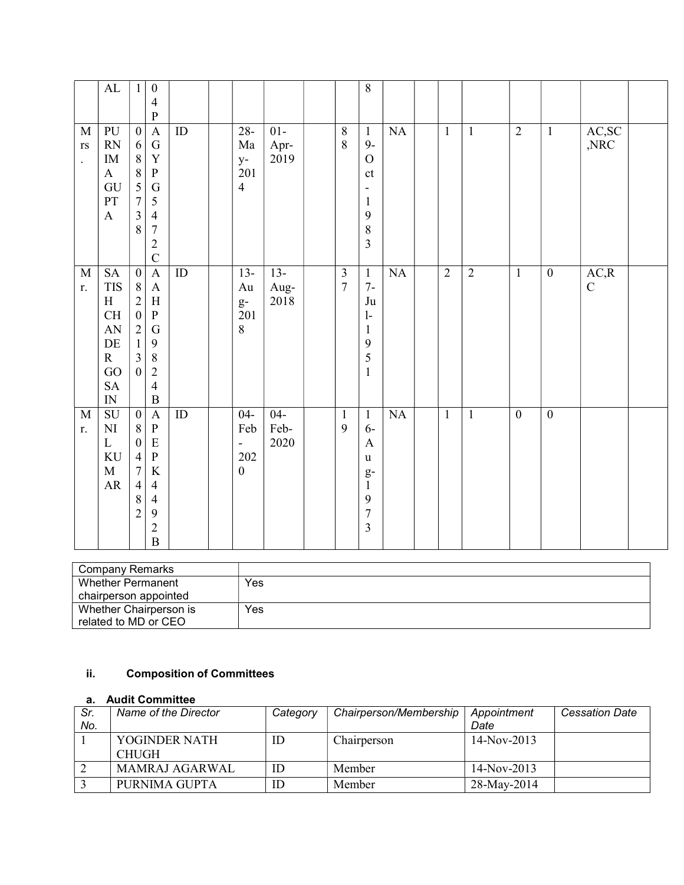| | | | | | | | | | | | | | | | | | | |
|---|---|---|---|---|---|---|---|---|---|---|---|---|---|---|---|---|---|---|
| | AL | 1 | 04P | | | | | | | 8 | | | | | | | | |
| Mrs. | PURNIMA GUPTA | 06885738 | AGYPG5472C | ID | | 28-May-2014 | 01-Apr-2019 | | 88 | 19-Oct-1983 | NA | | 1 | 1 | 2 | 1 | AC,SC,NRC | |
| Mr. | SATISH CHANDER GOSAIN | 08202130 | AAHPG9824B | ID | | 13-Aug-2018 | 13-Aug-2018 | | 37 | 17-Jul-1951 | NA | | 2 | 2 | 1 | 0 | AC,RC | |
| Mr. | SUNIL KUMAR | 08047482 | APEPK4492B | ID | | 04-Feb-2020 | 04-Feb-2020 | | 19 | 16-Aug-1973 | NA | | 1 | 1 | 0 | 0 | | |

| Company Remarks | |
|---|---|
| Whether Permanent chairperson appointed | Yes |
| Whether Chairperson is related to MD or CEO | Yes |

### ii. Composition of Committees

#### a. Audit Committee

| *Sr. No.* | *Name of the Director* | *Category* | *Chairperson/Membership* | *Appointment Date* | *Cessation Date* |
|---|---|---|---|---|---|
| 1 | YOGINDER NATH CHUGH | ID | Chairperson | 14-Nov-2013 | |
| 2 | MAMRAJ AGARWAL | ID | Member | 14-Nov-2013 | |
| 3 | PURNIMA GUPTA | ID | Member | 28-May-2014 | |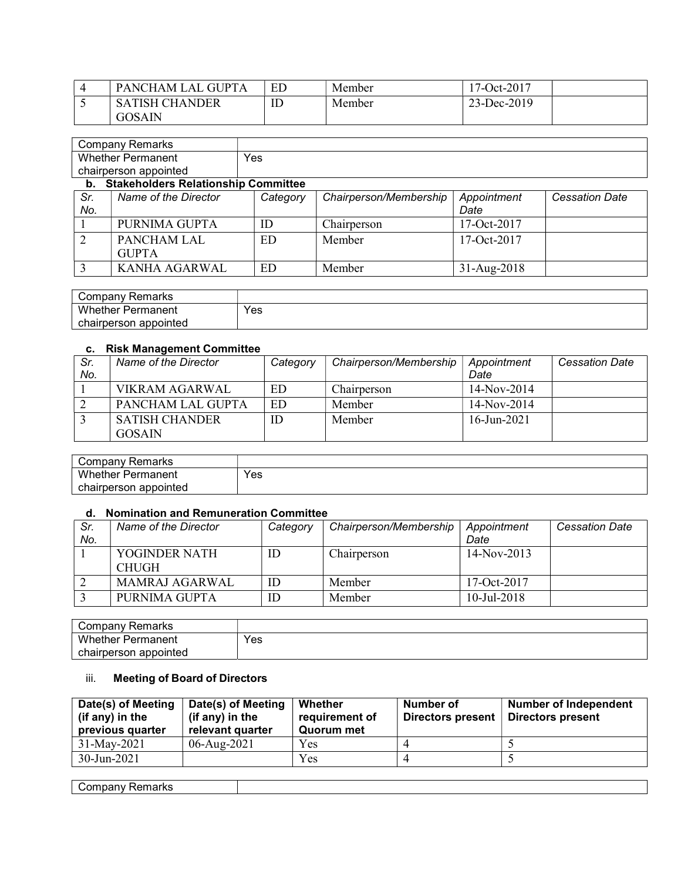| 4 | PANCHAM LAL GUPTA | ED | Member | 17-Oct-2017 | |
|---|---|---|---|---|---|
| 5 | SATISH CHANDER GOSAIN | ID | Member | 23-Dec-2019 | |

| Company Remarks | |
|---|---|
| Whether Permanent chairperson appointed | Yes |

**b. Stakeholders Relationship Committee**

| *Sr. No.* | *Name of the Director* | *Category* | *Chairperson/Membership* | *Appointment Date* | *Cessation Date* |
|---|---|---|---|---|---|
| 1 | PURNIMA GUPTA | ID | Chairperson | 17-Oct-2017 | |
| 2 | PANCHAM LAL GUPTA | ED | Member | 17-Oct-2017 | |
| 3 | KANHA AGARWAL | ED | Member | 31-Aug-2018 | |

| Company Remarks | |
|---|---|
| Whether Permanent chairperson appointed | Yes |

**c. Risk Management Committee**

| *Sr. No.* | *Name of the Director* | *Category* | *Chairperson/Membership* | *Appointment Date* | *Cessation Date* |
|---|---|---|---|---|---|
| 1 | VIKRAM AGARWAL | ED | Chairperson | 14-Nov-2014 | |
| 2 | PANCHAM LAL GUPTA | ED | Member | 14-Nov-2014 | |
| 3 | SATISH CHANDER GOSAIN | ID | Member | 16-Jun-2021 | |

| Company Remarks | |
|---|---|
| Whether Permanent chairperson appointed | Yes |

**d. Nomination and Remuneration Committee**

| *Sr. No.* | *Name of the Director* | *Category* | *Chairperson/Membership* | *Appointment Date* | *Cessation Date* |
|---|---|---|---|---|---|
| 1 | YOGINDER NATH CHUGH | ID | Chairperson | 14-Nov-2013 | |
| 2 | MAMRAJ AGARWAL | ID | Member | 17-Oct-2017 | |
| 3 | PURNIMA GUPTA | ID | Member | 10-Jul-2018 | |

| Company Remarks | |
|---|---|
| Whether Permanent chairperson appointed | Yes |

iii. **Meeting of Board of Directors**

| Date(s) of Meeting (if any) in the previous quarter | Date(s) of Meeting (if any) in the relevant quarter | Whether requirement of Quorum met | Number of Directors present | Number of Independent Directors present |
|---|---|---|---|---|
| 31-May-2021 | 06-Aug-2021 | Yes | 4 | 5 |
| 30-Jun-2021 | | Yes | 4 | 5 |

| Company Remarks | |
|---|---|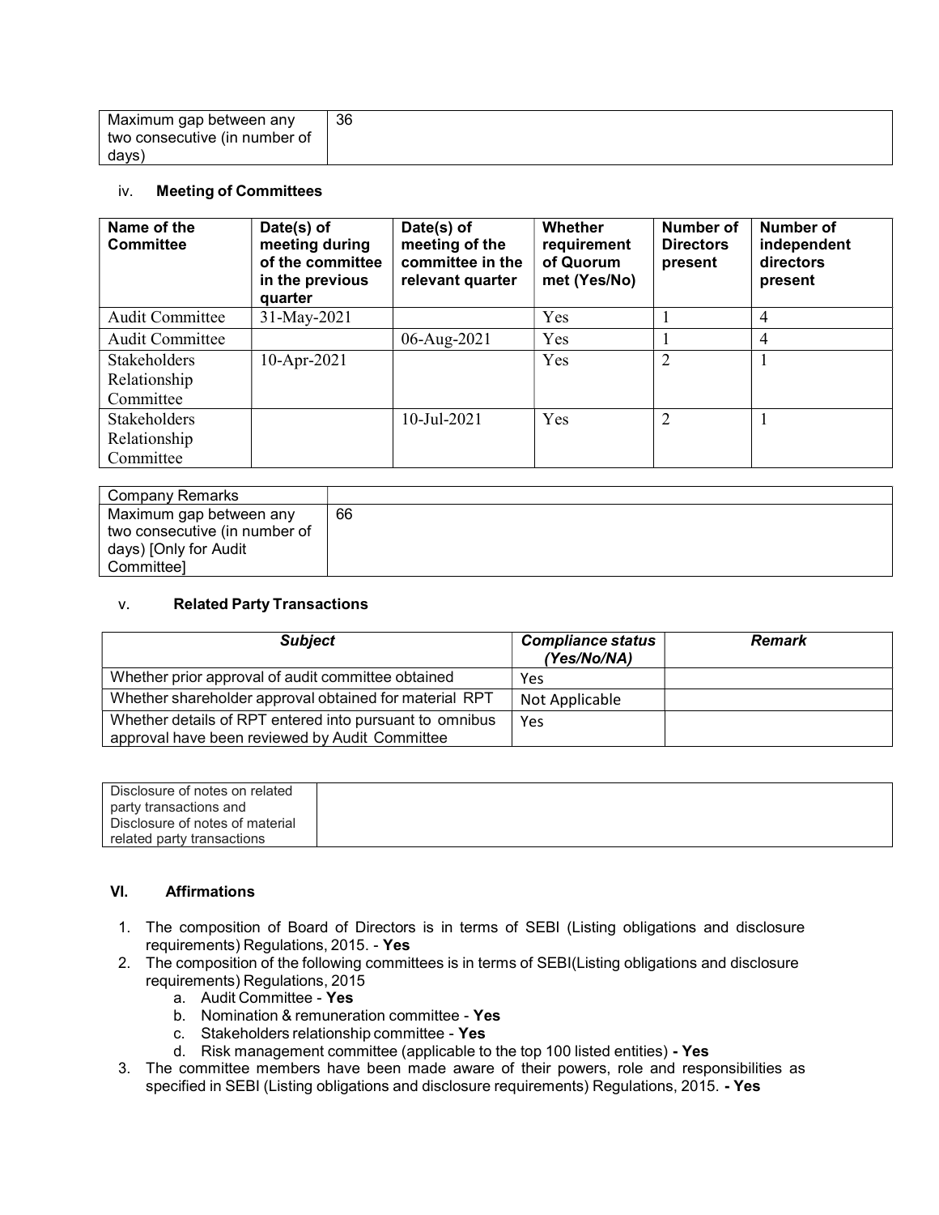| Maximum gap between any two consecutive (in number of days) | 36 |
|---|---|

### iv. Meeting of Committees

| Name of the Committee | Date(s) of meeting during of the committee in the previous quarter | Date(s) of meeting of the committee in the relevant quarter | Whether requirement of Quorum met (Yes/No) | Number of Directors present | Number of independent directors present |
|---|---|---|---|---|---|
| Audit Committee | 31-May-2021 | | Yes | 1 | 4 |
| Audit Committee | | 06-Aug-2021 | Yes | 1 | 4 |
| Stakeholders Relationship Committee | 10-Apr-2021 | | Yes | 2 | 1 |
| Stakeholders Relationship Committee | | 10-Jul-2021 | Yes | 2 | 1 |

| Company Remarks | |
|---|---|
| Maximum gap between any two consecutive (in number of days) [Only for Audit Committee] | 66 |

### v. Related Party Transactions

| *Subject* | *Compliance status (Yes/No/NA)* | *Remark* |
|---|---|---|
| Whether prior approval of audit committee obtained | Yes | |
| Whether shareholder approval obtained for material RPT | Not Applicable | |
| Whether details of RPT entered into pursuant to omnibus approval have been reviewed by Audit Committee | Yes | |

| Disclosure of notes on related party transactions and Disclosure of notes of material related party transactions | |
|---|---|

### VI. Affirmations

1. The composition of Board of Directors is in terms of SEBI (Listing obligations and disclosure requirements) Regulations, 2015. - **Yes**
2. The composition of the following committees is in terms of SEBI(Listing obligations and disclosure requirements) Regulations, 2015
   a. Audit Committee - **Yes**
   b. Nomination & remuneration committee - **Yes**
   c. Stakeholders relationship committee - **Yes**
   d. Risk management committee (applicable to the top 100 listed entities) **- Yes**
3. The committee members have been made aware of their powers, role and responsibilities as specified in SEBI (Listing obligations and disclosure requirements) Regulations, 2015. **- Yes**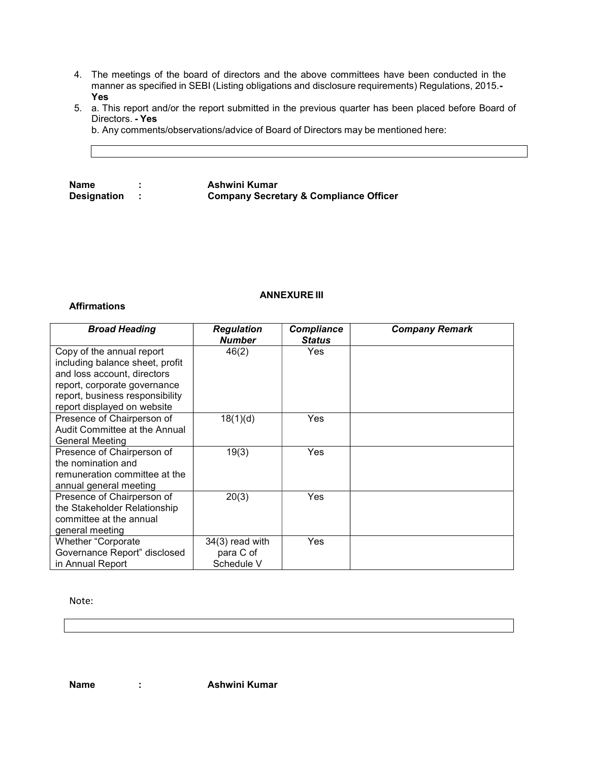4. The meetings of the board of directors and the above committees have been conducted in the manner as specified in SEBI (Listing obligations and disclosure requirements) Regulations, 2015.- **Yes**
5. a. This report and/or the report submitted in the previous quarter has been placed before Board of Directors. **- Yes**

   b. Any comments/observations/advice of Board of Directors may be mentioned here:

| |
|---|
| |

**Name : Ashwini Kumar**
**Designation : Company Secretary & Compliance Officer**

**ANNEXURE III**

**Affirmations**

| *Broad Heading* | *Regulation Number* | *Compliance Status* | *Company Remark* |
|---|---|---|---|
| Copy of the annual report including balance sheet, profit and loss account, directors report, corporate governance report, business responsibility report displayed on website | 46(2) | Yes | |
| Presence of Chairperson of Audit Committee at the Annual General Meeting | 18(1)(d) | Yes | |
| Presence of Chairperson of the nomination and remuneration committee at the annual general meeting | 19(3) | Yes | |
| Presence of Chairperson of the Stakeholder Relationship committee at the annual general meeting | 20(3) | Yes | |
| Whether "Corporate Governance Report" disclosed in Annual Report | 34(3) read with para C of Schedule V | Yes | |

Note:

| |
|---|
| |

**Name : Ashwini Kumar**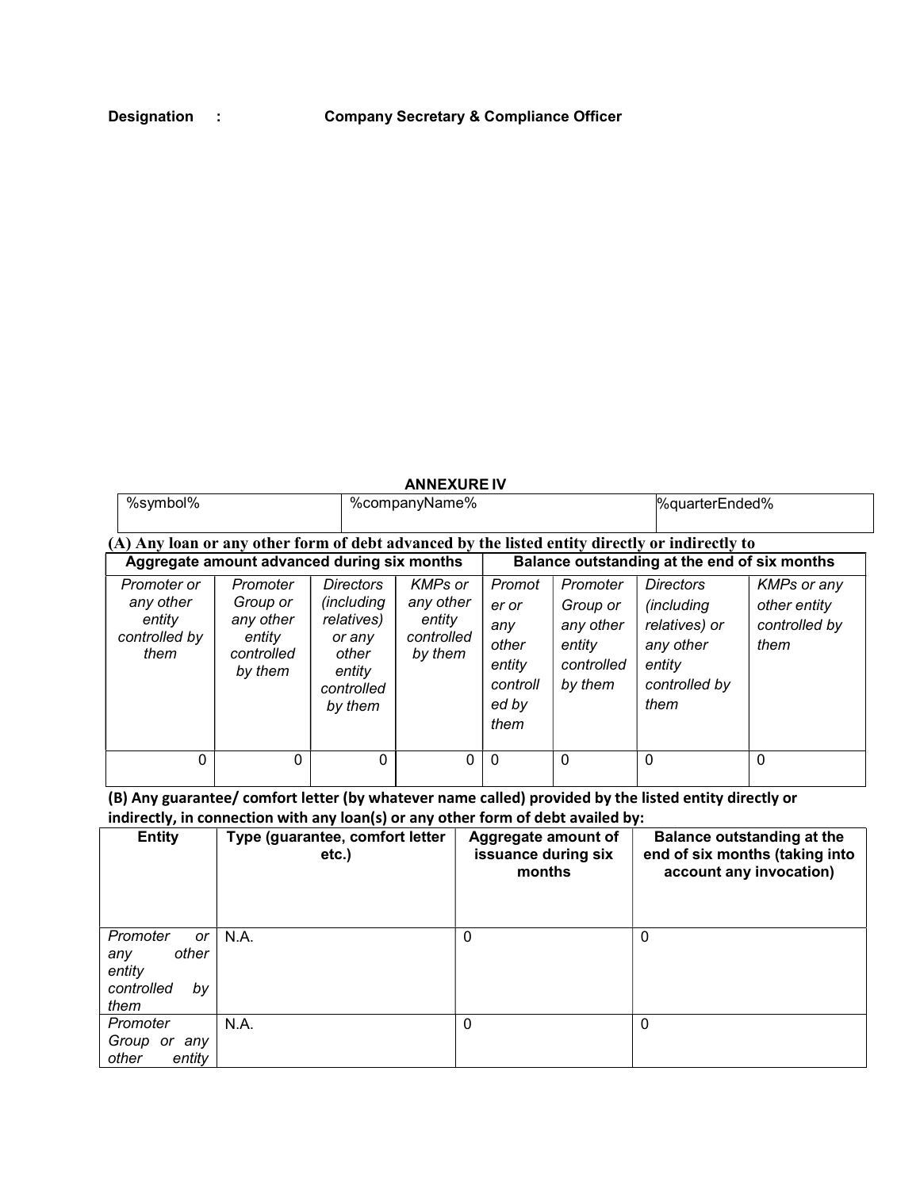**Designation : Company Secretary & Compliance Officer**

**ANNEXURE IV**

| %symbol% | %companyName% | %quarterEnded% |
|---|---|---|

**(A) Any loan or any other form of debt advanced by the listed entity directly or indirectly to**

| Aggregate amount advanced during six months | | | | Balance outstanding at the end of six months | | | |
|---|---|---|---|---|---|---|---|
| *Promoter or any other entity controlled by them* | *Promoter Group or any other entity controlled by them* | *Directors (including relatives) or any other entity controlled by them* | *KMPs or any other entity controlled by them* | *Promoter or any other entity controlled by them* | *Promoter Group or any other entity controlled by them* | *Directors (including relatives) or any other entity controlled by them* | *KMPs or any other entity controlled by them* |
| 0 | 0 | 0 | 0 | 0 | 0 | 0 | 0 |

**(B) Any guarantee/ comfort letter (by whatever name called) provided by the listed entity directly or indirectly, in connection with any loan(s) or any other form of debt availed by:**

| Entity | Type (guarantee, comfort letter etc.) | Aggregate amount of issuance during six months | Balance outstanding at the end of six months (taking into account any invocation) |
|---|---|---|---|
| *Promoter or any other entity controlled by them* | N.A. | 0 | 0 |
| *Promoter Group or any other entity* | N.A. | 0 | 0 |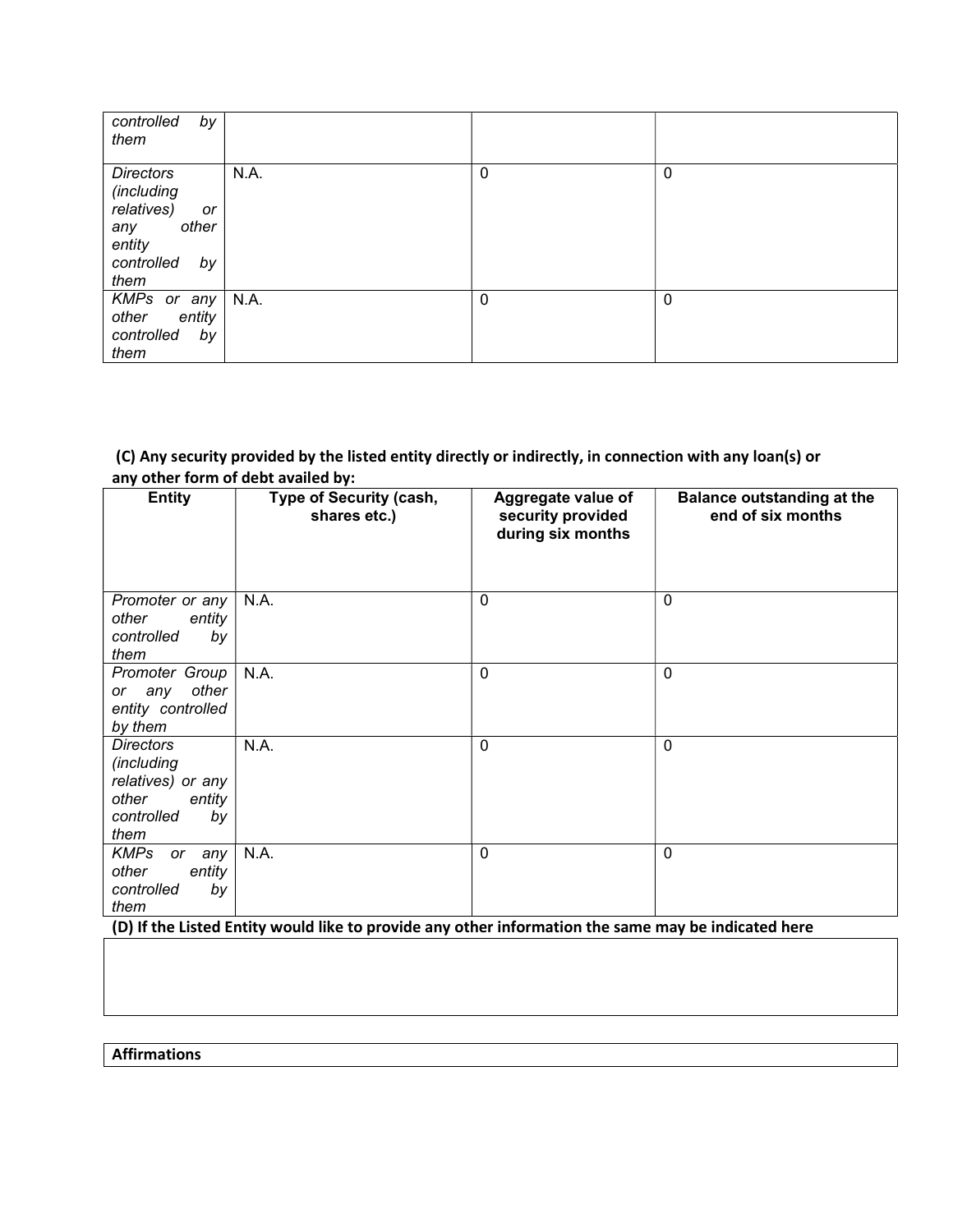| | | | |
|---|---|---|---|
| *controlled by them* | | | |
| *Directors (including relatives) or any other entity controlled by them* | N.A. | 0 | 0 |
| *KMPs or any other entity controlled by them* | N.A. | 0 | 0 |

**(C) Any security provided by the listed entity directly or indirectly, in connection with any loan(s) or any other form of debt availed by:**

| Entity | Type of Security (cash, shares etc.) | Aggregate value of security provided during six months | Balance outstanding at the end of six months |
|---|---|---|---|
| *Promoter or any other entity controlled by them* | N.A. | 0 | 0 |
| *Promoter Group or any other entity controlled by them* | N.A. | 0 | 0 |
| *Directors (including relatives) or any other entity controlled by them* | N.A. | 0 | 0 |
| *KMPs or any other entity controlled by them* | N.A. | 0 | 0 |

**(D) If the Listed Entity would like to provide any other information the same may be indicated here**

**Affirmations**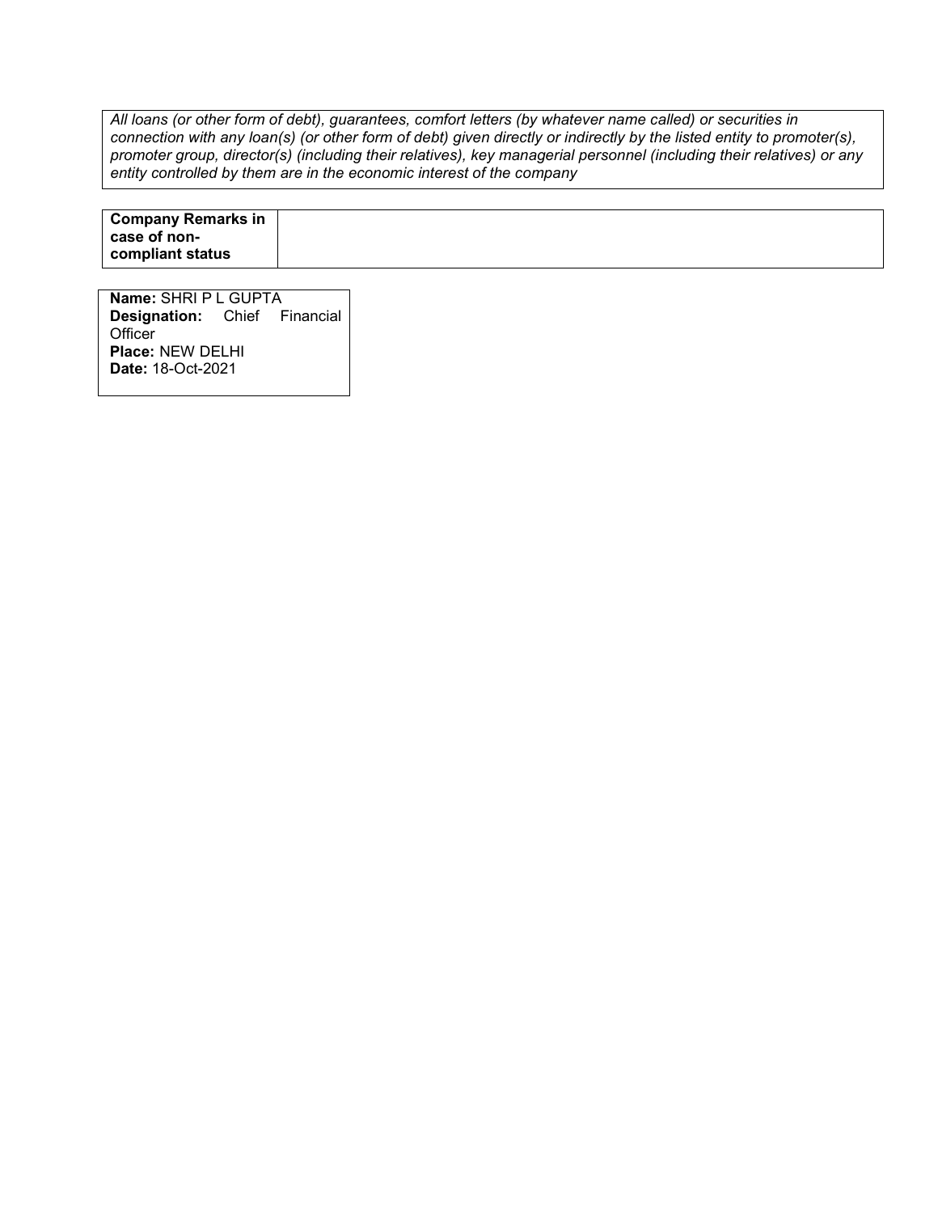*All loans (or other form of debt), guarantees, comfort letters (by whatever name called) or securities in connection with any loan(s) (or other form of debt) given directly or indirectly by the listed entity to promoter(s), promoter group, director(s) (including their relatives), key managerial personnel (including their relatives) or any entity controlled by them are in the economic interest of the company*

| | |
|---|---|
| **Company Remarks in case of non-compliant status** | |

**Name:** SHRI P L GUPTA
**Designation:** Chief Financial Officer
**Place:** NEW DELHI
**Date:** 18-Oct-2021